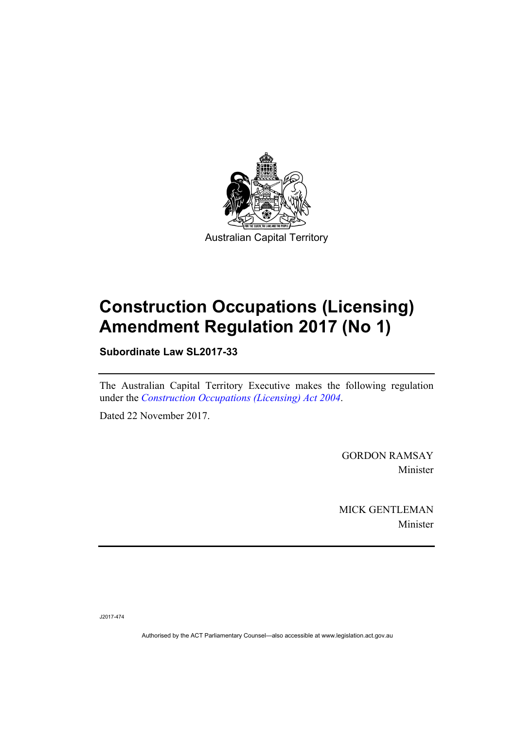Australian Capital Territory

# Construction Occupations (Licensing) Amendment Regulation 2017 (No 1)

**Subordinate Law SL2017-33**

The Australian Capital Territory Executive makes the following regulation under the *Construction Occupations (Licensing) Act 2004*.

Dated 22 November 2017.

GORDON RAMSAY
Minister

MICK GENTLEMAN
Minister

J2017-474

Authorised by the ACT Parliamentary Counsel—also accessible at www.legislation.act.gov.au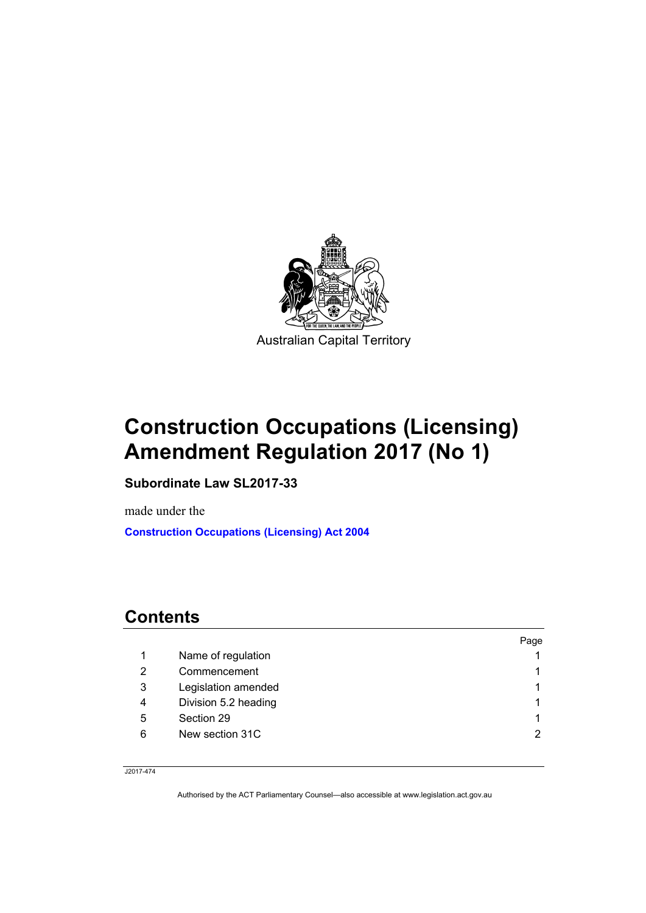Australian Capital Territory

# Construction Occupations (Licensing) Amendment Regulation 2017 (No 1)

**Subordinate Law SL2017-33**

made under the

**Construction Occupations (Licensing) Act 2004**

## Contents

| | | Page |
|---|---|---|
| 1 | Name of regulation | 1 |
| 2 | Commencement | 1 |
| 3 | Legislation amended | 1 |
| 4 | Division 5.2 heading | 1 |
| 5 | Section 29 | 1 |
| 6 | New section 31C | 2 |

J2017-474

Authorised by the ACT Parliamentary Counsel—also accessible at www.legislation.act.gov.au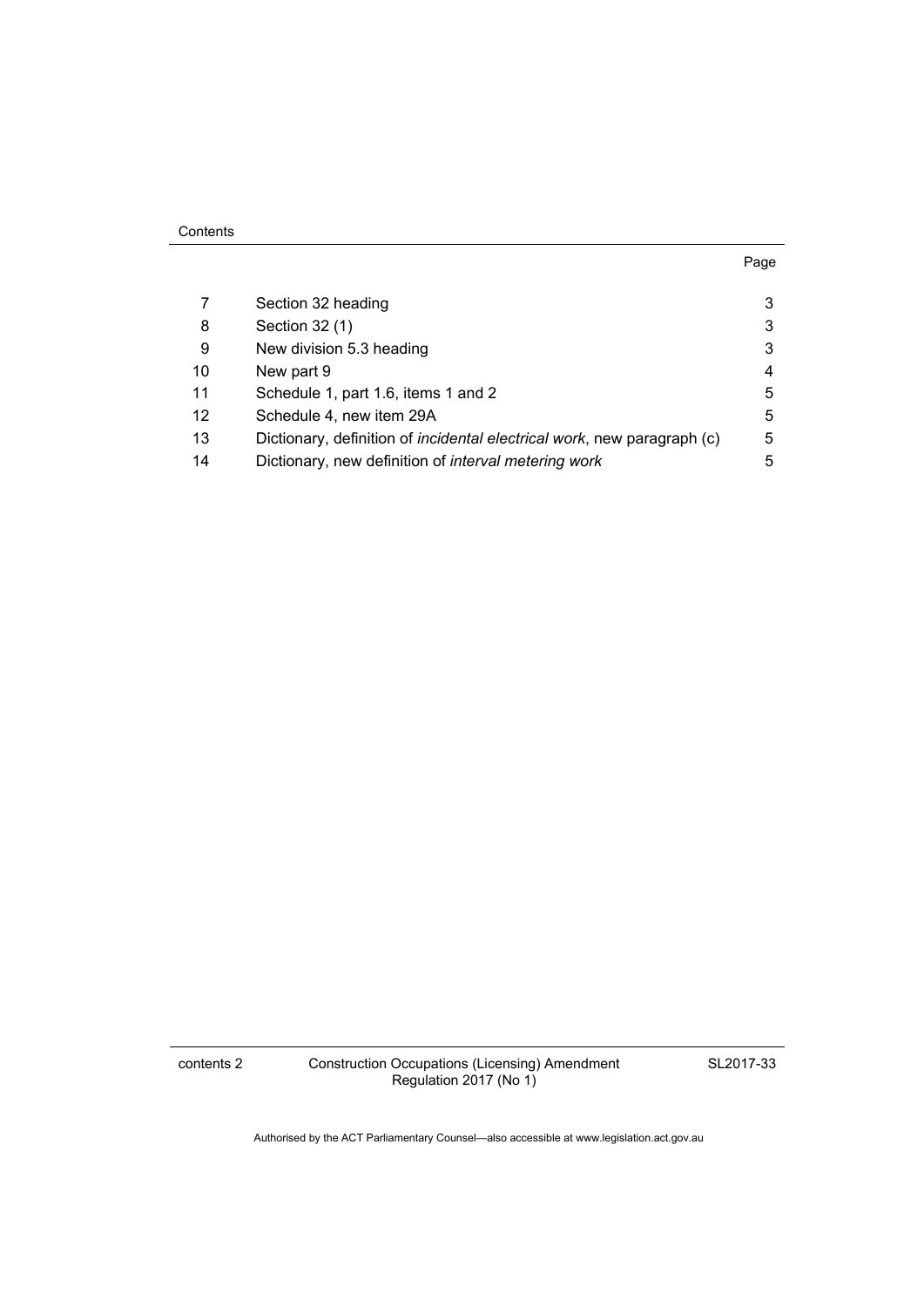Contents

| | | Page |
|---|---|---|
| 7 | Section 32 heading | 3 |
| 8 | Section 32 (1) | 3 |
| 9 | New division 5.3 heading | 3 |
| 10 | New part 9 | 4 |
| 11 | Schedule 1, part 1.6, items 1 and 2 | 5 |
| 12 | Schedule 4, new item 29A | 5 |
| 13 | Dictionary, definition of *incidental electrical work*, new paragraph (c) | 5 |
| 14 | Dictionary, new definition of *interval metering work* | 5 |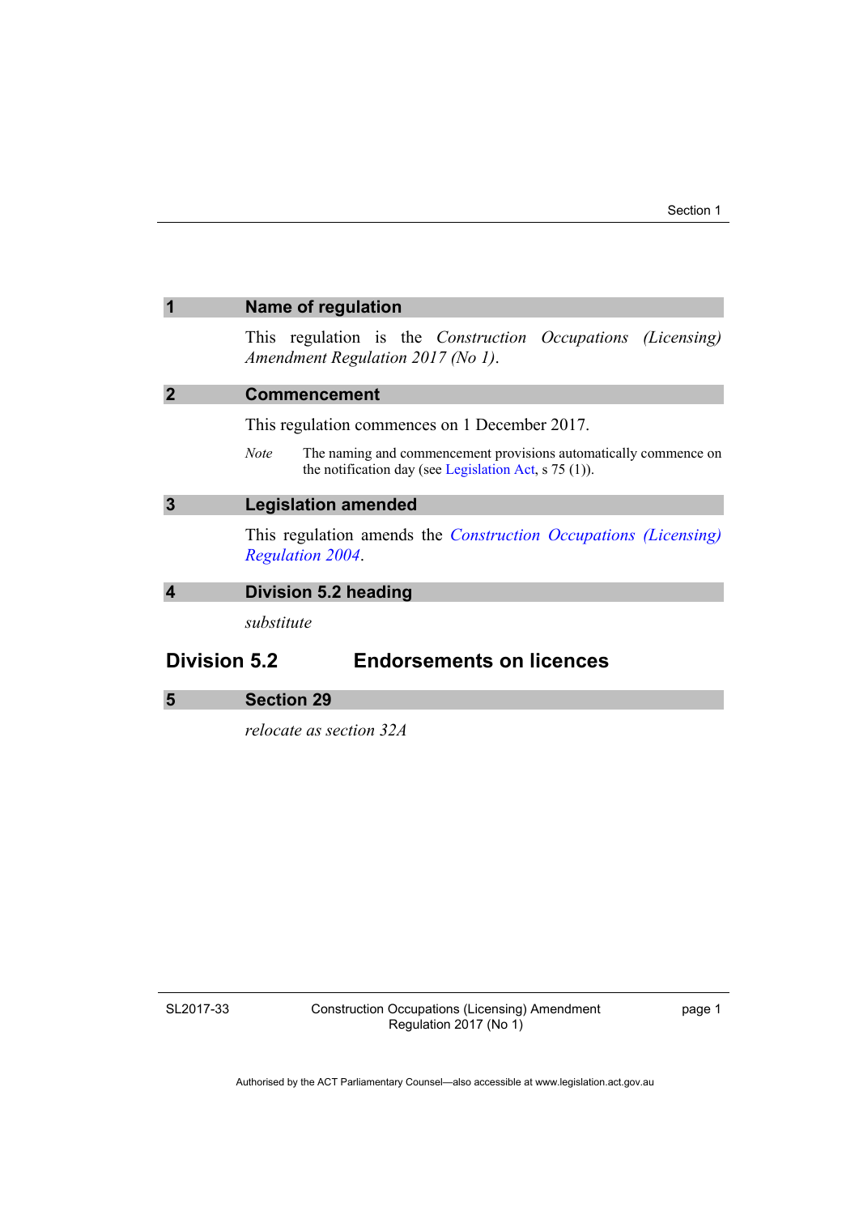## 1 Name of regulation

This regulation is the *Construction Occupations (Licensing) Amendment Regulation 2017 (No 1)*.

## 2 Commencement

This regulation commences on 1 December 2017.

*Note* The naming and commencement provisions automatically commence on the notification day (see Legislation Act, s 75 (1)).

## 3 Legislation amended

This regulation amends the *Construction Occupations (Licensing) Regulation 2004*.

## 4 Division 5.2 heading

*substitute*

### Division 5.2 Endorsements on licences

## 5 Section 29

*relocate as section 32A*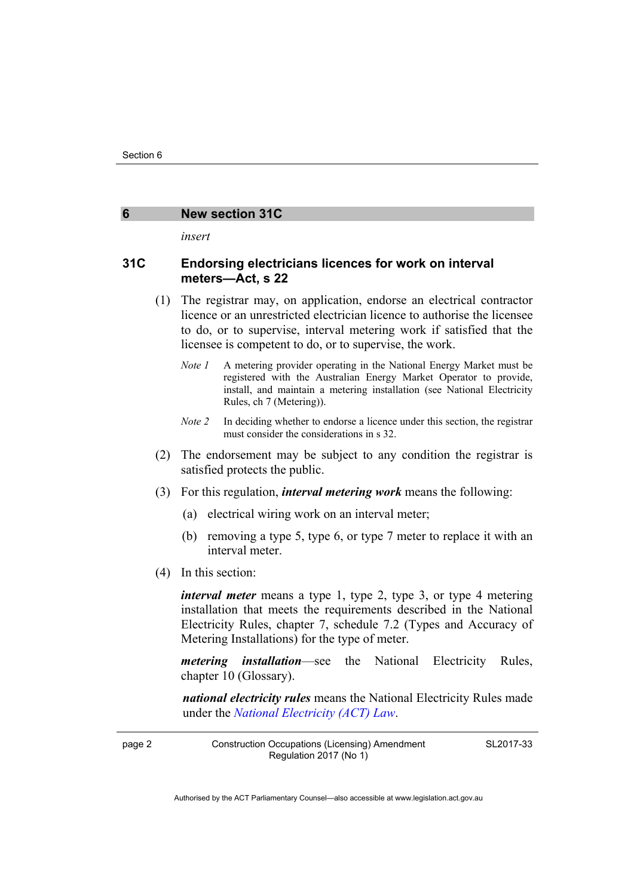## 6 New section 31C

*insert*

### 31C Endorsing electricians licences for work on interval meters—Act, s 22

(1) The registrar may, on application, endorse an electrical contractor licence or an unrestricted electrician licence to authorise the licensee to do, or to supervise, interval metering work if satisfied that the licensee is competent to do, or to supervise, the work.

*Note 1* A metering provider operating in the National Energy Market must be registered with the Australian Energy Market Operator to provide, install, and maintain a metering installation (see National Electricity Rules, ch 7 (Metering)).

*Note 2* In deciding whether to endorse a licence under this section, the registrar must consider the considerations in s 32.

(2) The endorsement may be subject to any condition the registrar is satisfied protects the public.

(3) For this regulation, ***interval metering work*** means the following:

(a) electrical wiring work on an interval meter;

(b) removing a type 5, type 6, or type 7 meter to replace it with an interval meter.

(4) In this section:

***interval meter*** means a type 1, type 2, type 3, or type 4 metering installation that meets the requirements described in the National Electricity Rules, chapter 7, schedule 7.2 (Types and Accuracy of Metering Installations) for the type of meter.

***metering installation***—see the National Electricity Rules, chapter 10 (Glossary).

***national electricity rules*** means the National Electricity Rules made under the *National Electricity (ACT) Law*.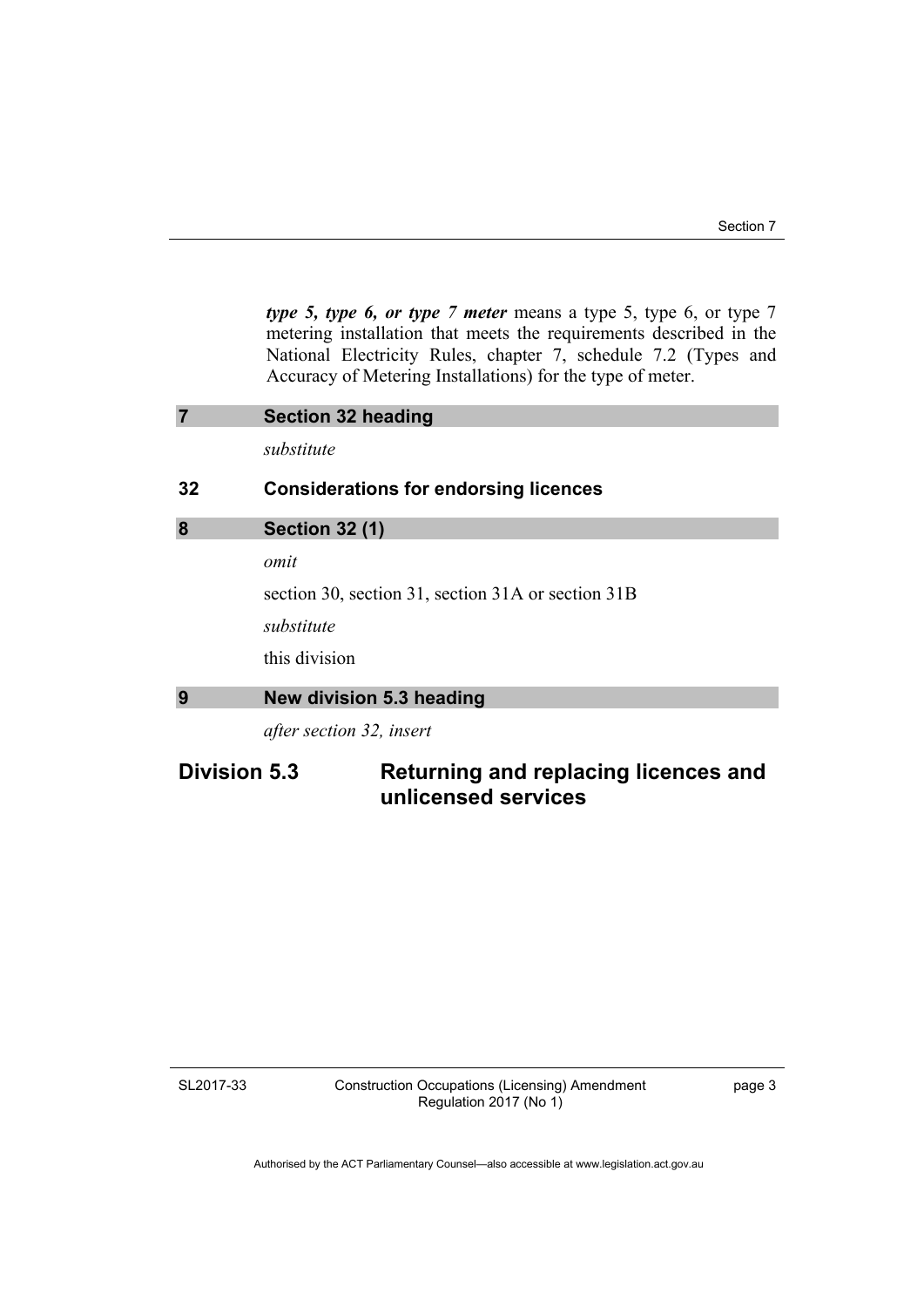***type 5, type 6, or type 7 meter*** means a type 5, type 6, or type 7 metering installation that meets the requirements described in the National Electricity Rules, chapter 7, schedule 7.2 (Types and Accuracy of Metering Installations) for the type of meter.

## 7 Section 32 heading

*substitute*

### 32 Considerations for endorsing licences

## 8 Section 32 (1)

*omit*

section 30, section 31, section 31A or section 31B

*substitute*

this division

## 9 New division 5.3 heading

*after section 32, insert*

## Division 5.3 Returning and replacing licences and unlicensed services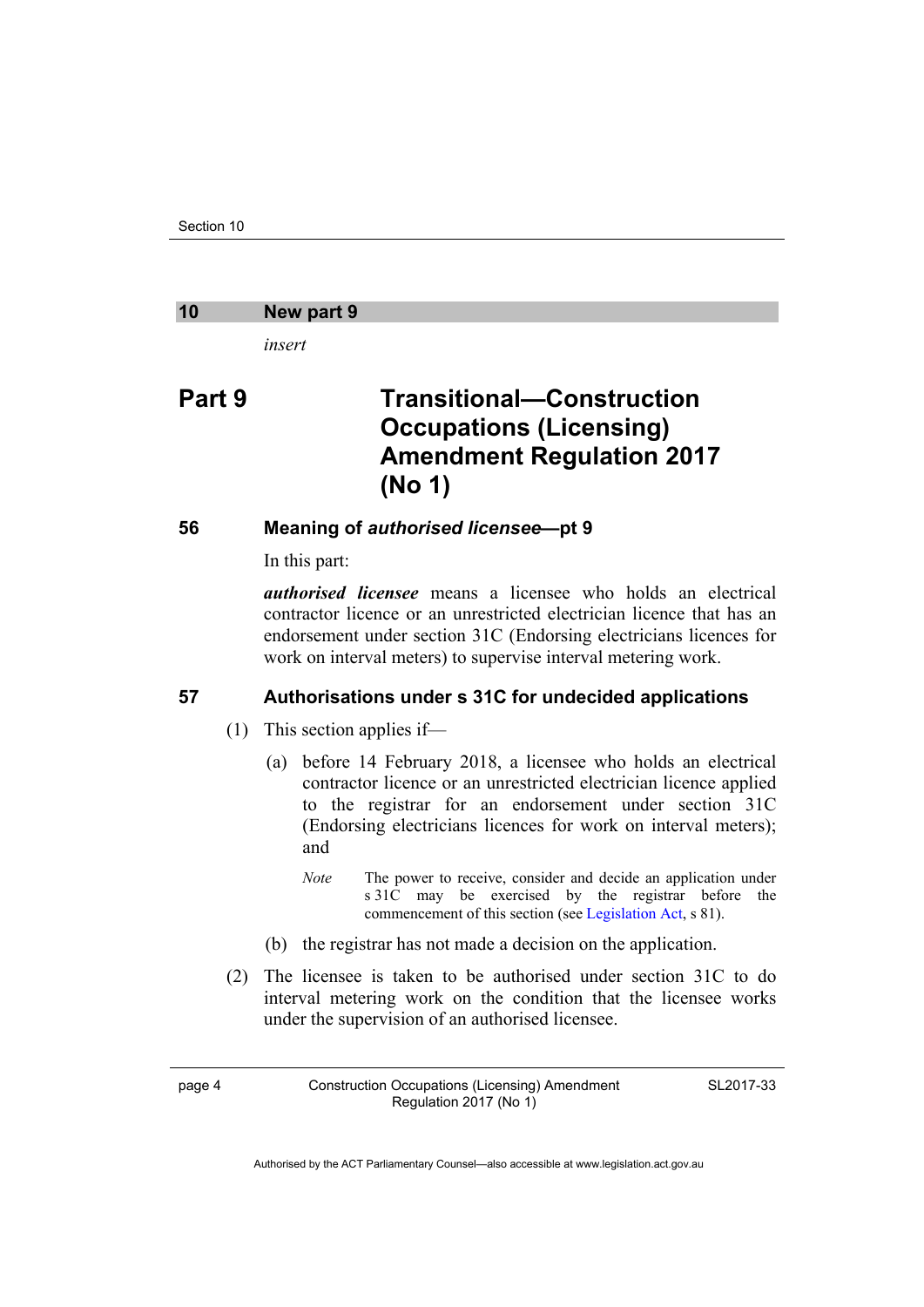## 10 New part 9

*insert*

# Part 9 Transitional—Construction Occupations (Licensing) Amendment Regulation 2017 (No 1)

### 56 Meaning of *authorised licensee*—pt 9

In this part:

***authorised licensee*** means a licensee who holds an electrical contractor licence or an unrestricted electrician licence that has an endorsement under section 31C (Endorsing electricians licences for work on interval meters) to supervise interval metering work.

### 57 Authorisations under s 31C for undecided applications

(1) This section applies if—

(a) before 14 February 2018, a licensee who holds an electrical contractor licence or an unrestricted electrician licence applied to the registrar for an endorsement under section 31C (Endorsing electricians licences for work on interval meters); and

*Note* The power to receive, consider and decide an application under s 31C may be exercised by the registrar before the commencement of this section (see Legislation Act, s 81).

(b) the registrar has not made a decision on the application.

(2) The licensee is taken to be authorised under section 31C to do interval metering work on the condition that the licensee works under the supervision of an authorised licensee.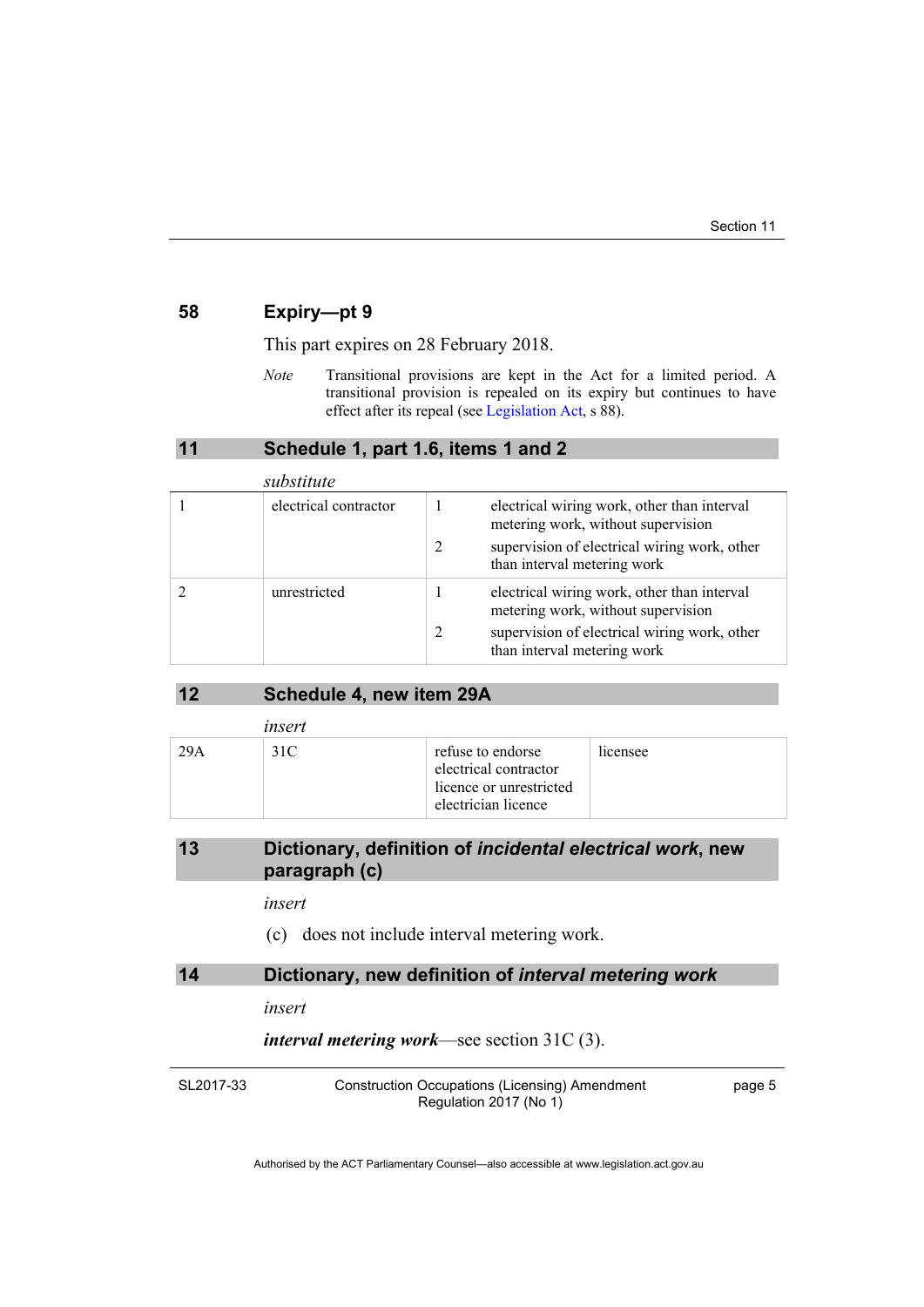### 58 Expiry—pt 9

This part expires on 28 February 2018.

*Note* Transitional provisions are kept in the Act for a limited period. A transitional provision is repealed on its expiry but continues to have effect after its repeal (see Legislation Act, s 88).

## 11 Schedule 1, part 1.6, items 1 and 2

*substitute*

| | | | |
|---|---|---|---|
| 1 | electrical contractor | 1 | electrical wiring work, other than interval metering work, without supervision |
| | | 2 | supervision of electrical wiring work, other than interval metering work |
| 2 | unrestricted | 1 | electrical wiring work, other than interval metering work, without supervision |
| | | 2 | supervision of electrical wiring work, other than interval metering work |

## 12 Schedule 4, new item 29A

*insert*

| | | | |
|---|---|---|---|
| 29A | 31C | refuse to endorse electrical contractor licence or unrestricted electrician licence | licensee |

## 13 Dictionary, definition of *incidental electrical work*, new paragraph (c)

*insert*

(c) does not include interval metering work.

## 14 Dictionary, new definition of *interval metering work*

*insert*

***interval metering work***—see section 31C (3).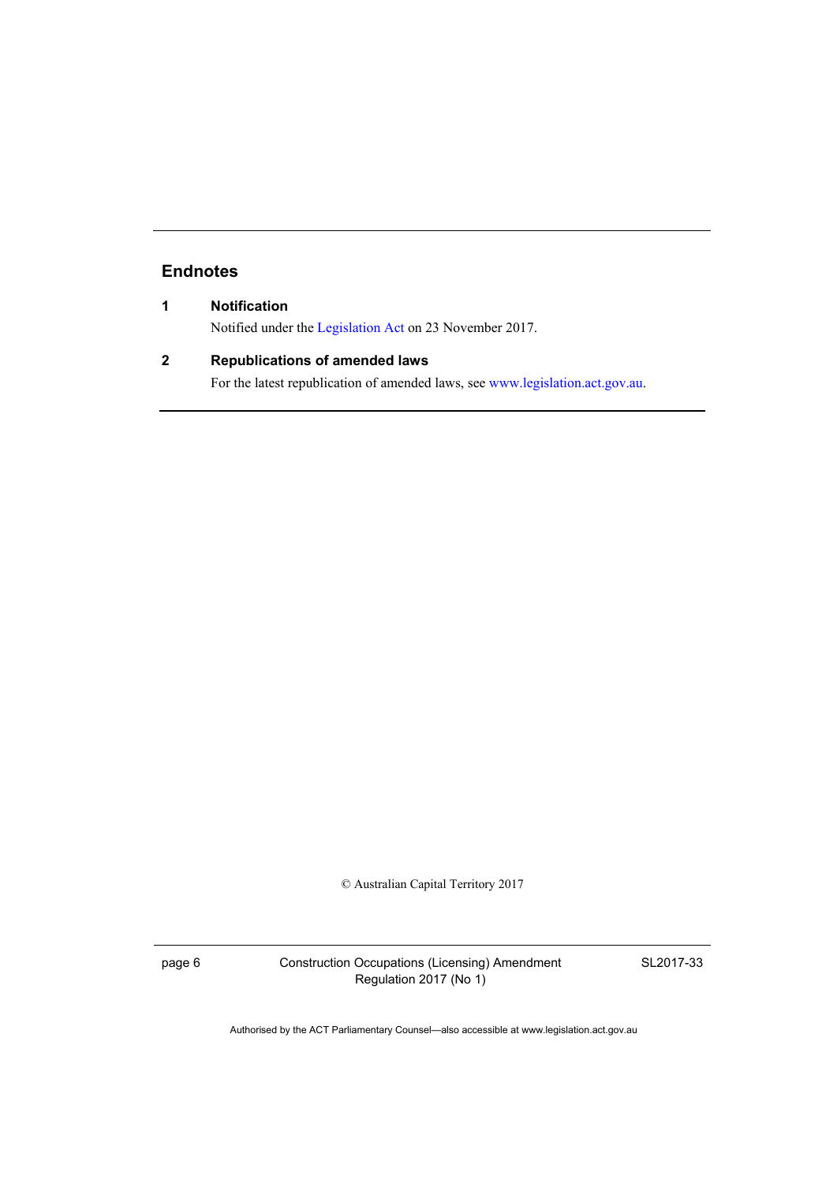## Endnotes

### 1 Notification

Notified under the Legislation Act on 23 November 2017.

### 2 Republications of amended laws

For the latest republication of amended laws, see www.legislation.act.gov.au.

© Australian Capital Territory 2017